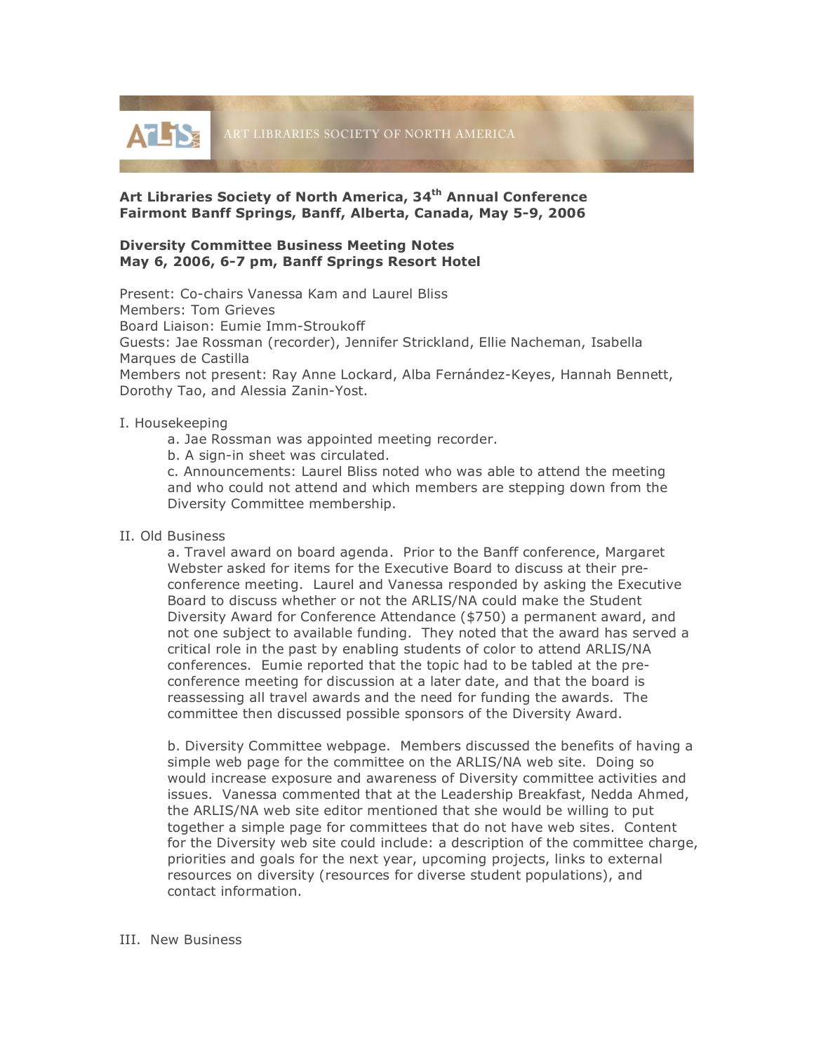ART LIBRARIES SOCIETY OF NORTH AMERICA

**Art Libraries Society of North America, 34th Annual Conference**
**Fairmont Banff Springs, Banff, Alberta, Canada, May 5-9, 2006**

**Diversity Committee Business Meeting Notes**
**May 6, 2006, 6-7 pm, Banff Springs Resort Hotel**

Present: Co-chairs Vanessa Kam and Laurel Bliss
Members: Tom Grieves
Board Liaison: Eumie Imm-Stroukoff
Guests: Jae Rossman (recorder), Jennifer Strickland, Ellie Nacheman, Isabella Marques de Castilla
Members not present: Ray Anne Lockard, Alba Fernández-Keyes, Hannah Bennett, Dorothy Tao, and Alessia Zanin-Yost.

I. Housekeeping

a. Jae Rossman was appointed meeting recorder.

b. A sign-in sheet was circulated.

c. Announcements: Laurel Bliss noted who was able to attend the meeting and who could not attend and which members are stepping down from the Diversity Committee membership.

II. Old Business

a. Travel award on board agenda. Prior to the Banff conference, Margaret Webster asked for items for the Executive Board to discuss at their pre-conference meeting. Laurel and Vanessa responded by asking the Executive Board to discuss whether or not the ARLIS/NA could make the Student Diversity Award for Conference Attendance ($750) a permanent award, and not one subject to available funding. They noted that the award has served a critical role in the past by enabling students of color to attend ARLIS/NA conferences. Eumie reported that the topic had to be tabled at the pre-conference meeting for discussion at a later date, and that the board is reassessing all travel awards and the need for funding the awards. The committee then discussed possible sponsors of the Diversity Award.

b. Diversity Committee webpage. Members discussed the benefits of having a simple web page for the committee on the ARLIS/NA web site. Doing so would increase exposure and awareness of Diversity committee activities and issues. Vanessa commented that at the Leadership Breakfast, Nedda Ahmed, the ARLIS/NA web site editor mentioned that she would be willing to put together a simple page for committees that do not have web sites. Content for the Diversity web site could include: a description of the committee charge, priorities and goals for the next year, upcoming projects, links to external resources on diversity (resources for diverse student populations), and contact information.

III. New Business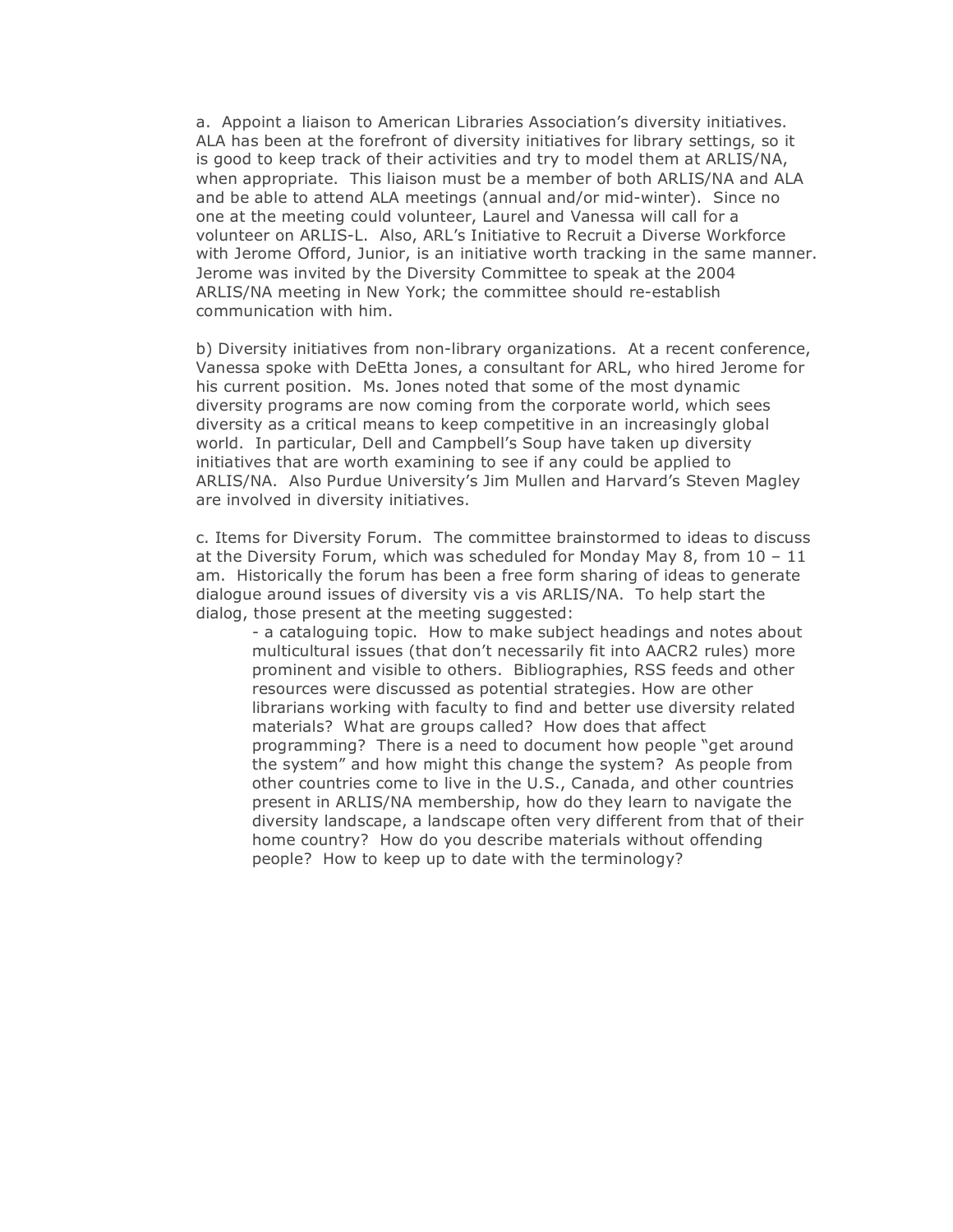a. Appoint a liaison to American Libraries Association's diversity initiatives. ALA has been at the forefront of diversity initiatives for library settings, so it is good to keep track of their activities and try to model them at ARLIS/NA, when appropriate. This liaison must be a member of both ARLIS/NA and ALA and be able to attend ALA meetings (annual and/or mid-winter). Since no one at the meeting could volunteer, Laurel and Vanessa will call for a volunteer on ARLIS-L. Also, ARL's Initiative to Recruit a Diverse Workforce with Jerome Offord, Junior, is an initiative worth tracking in the same manner. Jerome was invited by the Diversity Committee to speak at the 2004 ARLIS/NA meeting in New York; the committee should re-establish communication with him.

b) Diversity initiatives from non-library organizations. At a recent conference, Vanessa spoke with DeEtta Jones, a consultant for ARL, who hired Jerome for his current position. Ms. Jones noted that some of the most dynamic diversity programs are now coming from the corporate world, which sees diversity as a critical means to keep competitive in an increasingly global world. In particular, Dell and Campbell's Soup have taken up diversity initiatives that are worth examining to see if any could be applied to ARLIS/NA. Also Purdue University's Jim Mullen and Harvard's Steven Magley are involved in diversity initiatives.

c. Items for Diversity Forum. The committee brainstormed to ideas to discuss at the Diversity Forum, which was scheduled for Monday May 8, from 10 – 11 am. Historically the forum has been a free form sharing of ideas to generate dialogue around issues of diversity vis a vis ARLIS/NA. To help start the dialog, those present at the meeting suggested:

- a cataloguing topic. How to make subject headings and notes about multicultural issues (that don't necessarily fit into AACR2 rules) more prominent and visible to others. Bibliographies, RSS feeds and other resources were discussed as potential strategies. How are other librarians working with faculty to find and better use diversity related materials? What are groups called? How does that affect programming? There is a need to document how people "get around the system" and how might this change the system? As people from other countries come to live in the U.S., Canada, and other countries present in ARLIS/NA membership, how do they learn to navigate the diversity landscape, a landscape often very different from that of their home country? How do you describe materials without offending people? How to keep up to date with the terminology?